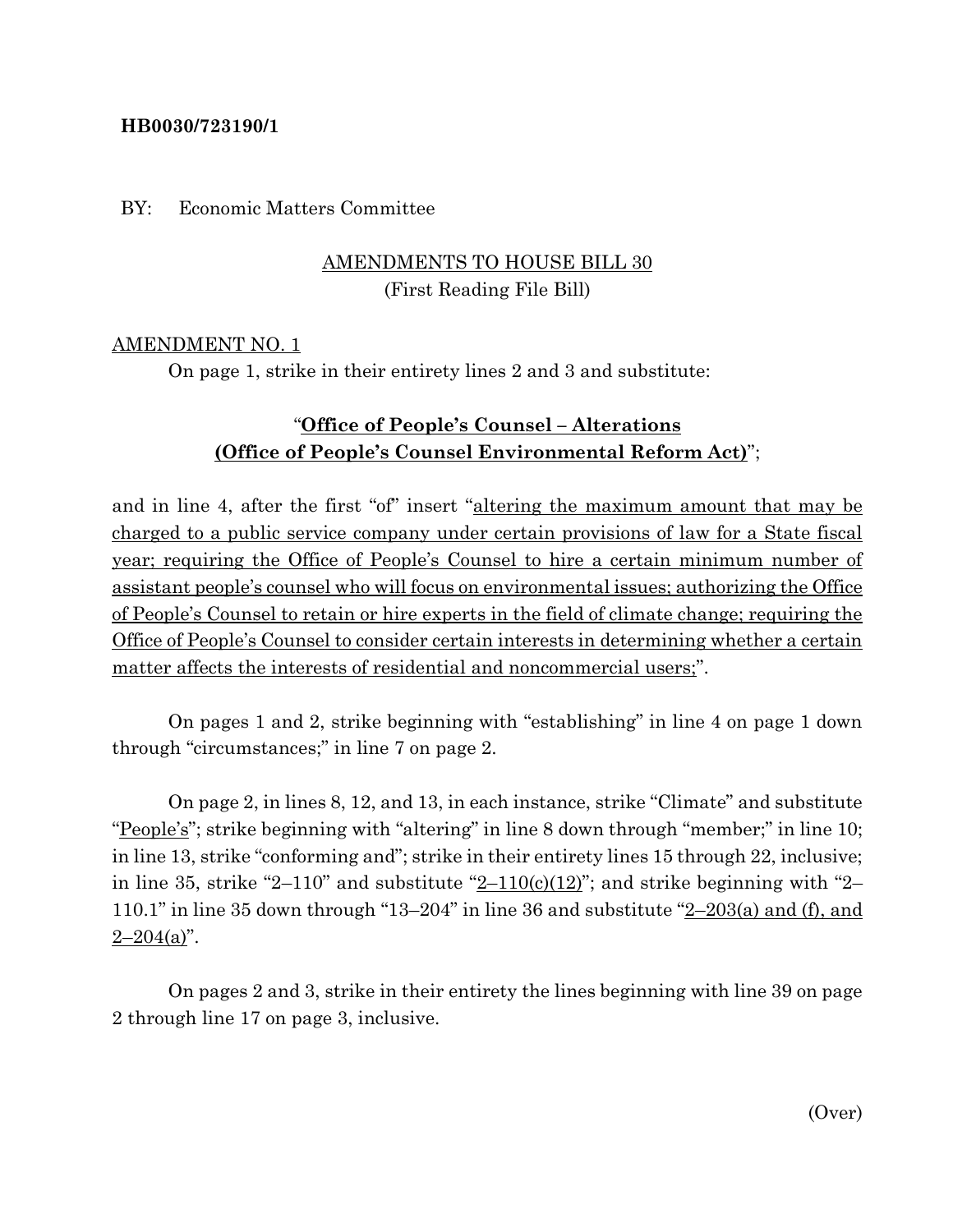**HB0030/723190/1**

BY: Economic Matters Committee

AMENDMENTS TO HOUSE BILL 30
(First Reading File Bill)

AMENDMENT NO. 1

On page 1, strike in their entirety lines 2 and 3 and substitute:

"**Office of People's Counsel – Alterations**
**(Office of People's Counsel Environmental Reform Act)**";

and in line 4, after the first "of" insert "altering the maximum amount that may be charged to a public service company under certain provisions of law for a State fiscal year; requiring the Office of People's Counsel to hire a certain minimum number of assistant people's counsel who will focus on environmental issues; authorizing the Office of People's Counsel to retain or hire experts in the field of climate change; requiring the Office of People's Counsel to consider certain interests in determining whether a certain matter affects the interests of residential and noncommercial users;".

On pages 1 and 2, strike beginning with "establishing" in line 4 on page 1 down through "circumstances;" in line 7 on page 2.

On page 2, in lines 8, 12, and 13, in each instance, strike "Climate" and substitute "People's"; strike beginning with "altering" in line 8 down through "member;" in line 10; in line 13, strike "conforming and"; strike in their entirety lines 15 through 22, inclusive; in line 35, strike "2–110" and substitute "2–110(c)(12)"; and strike beginning with "2–110.1" in line 35 down through "13–204" in line 36 and substitute "2–203(a) and (f), and 2–204(a)".

On pages 2 and 3, strike in their entirety the lines beginning with line 39 on page 2 through line 17 on page 3, inclusive.

(Over)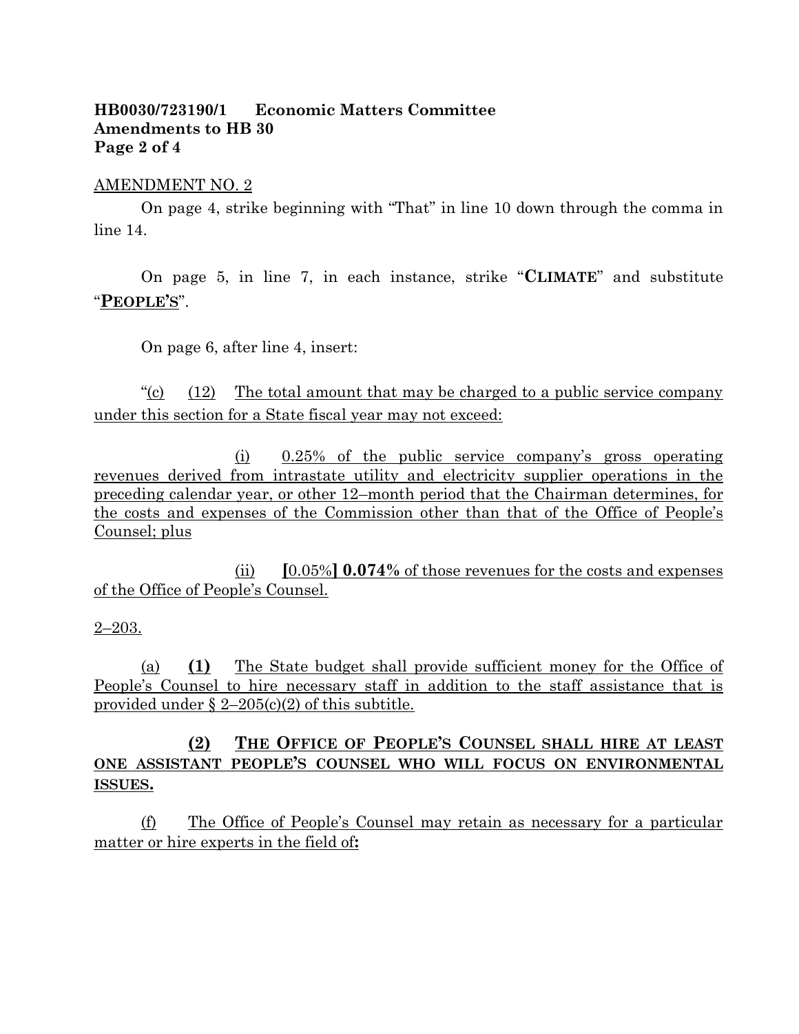**HB0030/723190/1 Economic Matters Committee**
**Amendments to HB 30**

AMENDMENT NO. 2

On page 4, strike beginning with "That" in line 10 down through the comma in line 14.

On page 5, in line 7, in each instance, strike "**CLIMATE**" and substitute "**PEOPLE'S**".

On page 6, after line 4, insert:

"(c) (12) The total amount that may be charged to a public service company under this section for a State fiscal year may not exceed:

(i) 0.25% of the public service company's gross operating revenues derived from intrastate utility and electricity supplier operations in the preceding calendar year, or other 12–month period that the Chairman determines, for the costs and expenses of the Commission other than that of the Office of People's Counsel; plus

(ii) **[**0.05%**] 0.074%** of those revenues for the costs and expenses of the Office of People's Counsel.

2–203.

(a) **(1)** The State budget shall provide sufficient money for the Office of People's Counsel to hire necessary staff in addition to the staff assistance that is provided under § 2–205(c)(2) of this subtitle.

**(2) THE OFFICE OF PEOPLE'S COUNSEL SHALL HIRE AT LEAST ONE ASSISTANT PEOPLE'S COUNSEL WHO WILL FOCUS ON ENVIRONMENTAL ISSUES.**

(f) The Office of People's Counsel may retain as necessary for a particular matter or hire experts in the field of**:**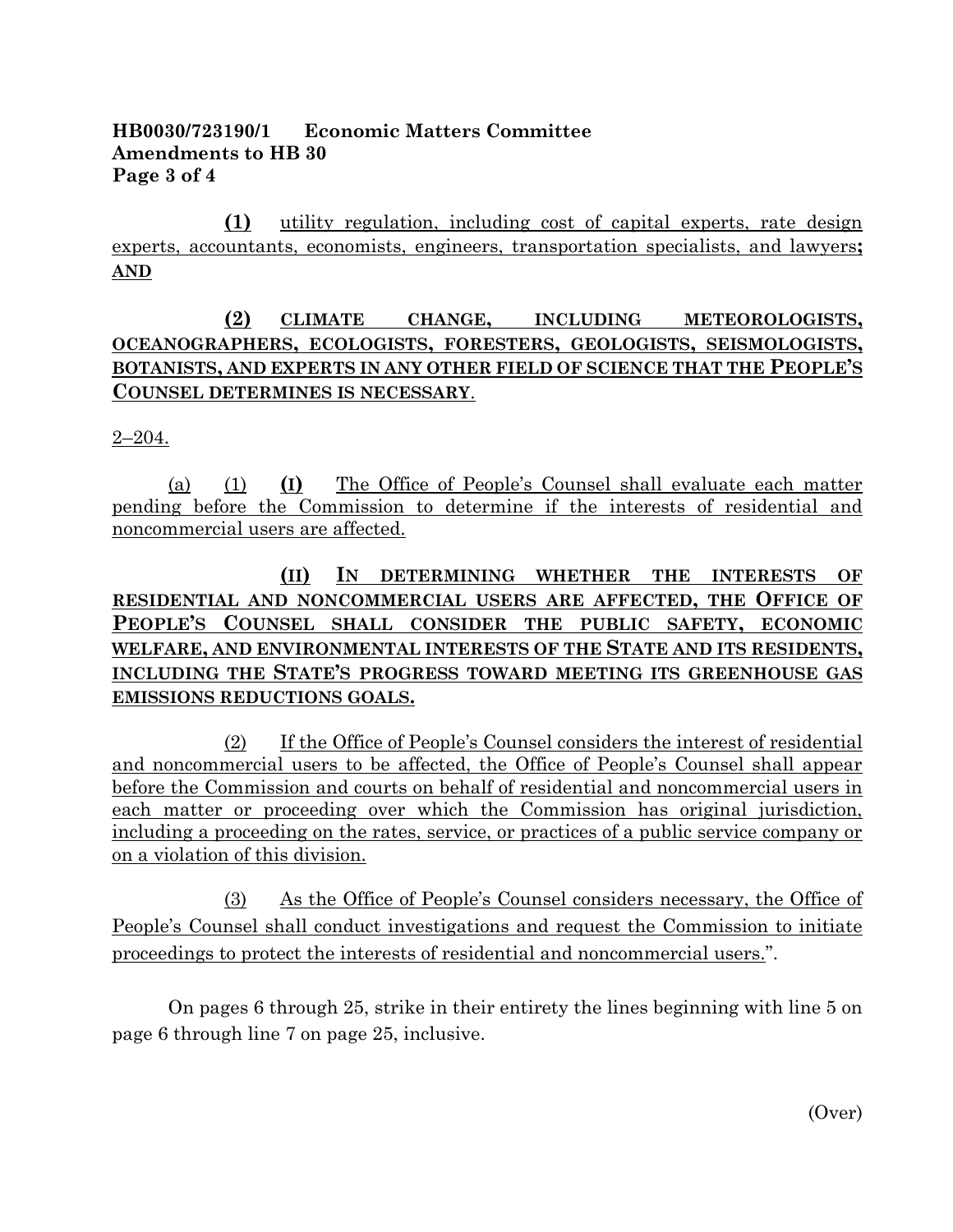**HB0030/723190/1 Economic Matters Committee**
**Amendments to HB 30**
**Page 3 of 4**

**(1)** utility regulation, including cost of capital experts, rate design experts, accountants, economists, engineers, transportation specialists, and lawyers**; AND**

**(2) CLIMATE CHANGE, INCLUDING METEOROLOGISTS, OCEANOGRAPHERS, ECOLOGISTS, FORESTERS, GEOLOGISTS, SEISMOLOGISTS, BOTANISTS, AND EXPERTS IN ANY OTHER FIELD OF SCIENCE THAT THE PEOPLE'S COUNSEL DETERMINES IS NECESSARY**.

2–204.

(a) (1) **(I)** The Office of People's Counsel shall evaluate each matter pending before the Commission to determine if the interests of residential and noncommercial users are affected.

**(II) IN DETERMINING WHETHER THE INTERESTS OF RESIDENTIAL AND NONCOMMERCIAL USERS ARE AFFECTED, THE OFFICE OF PEOPLE'S COUNSEL SHALL CONSIDER THE PUBLIC SAFETY, ECONOMIC WELFARE, AND ENVIRONMENTAL INTERESTS OF THE STATE AND ITS RESIDENTS, INCLUDING THE STATE'S PROGRESS TOWARD MEETING ITS GREENHOUSE GAS EMISSIONS REDUCTIONS GOALS.**

(2) If the Office of People's Counsel considers the interest of residential and noncommercial users to be affected, the Office of People's Counsel shall appear before the Commission and courts on behalf of residential and noncommercial users in each matter or proceeding over which the Commission has original jurisdiction, including a proceeding on the rates, service, or practices of a public service company or on a violation of this division.

(3) As the Office of People's Counsel considers necessary, the Office of People's Counsel shall conduct investigations and request the Commission to initiate proceedings to protect the interests of residential and noncommercial users.".

On pages 6 through 25, strike in their entirety the lines beginning with line 5 on page 6 through line 7 on page 25, inclusive.

(Over)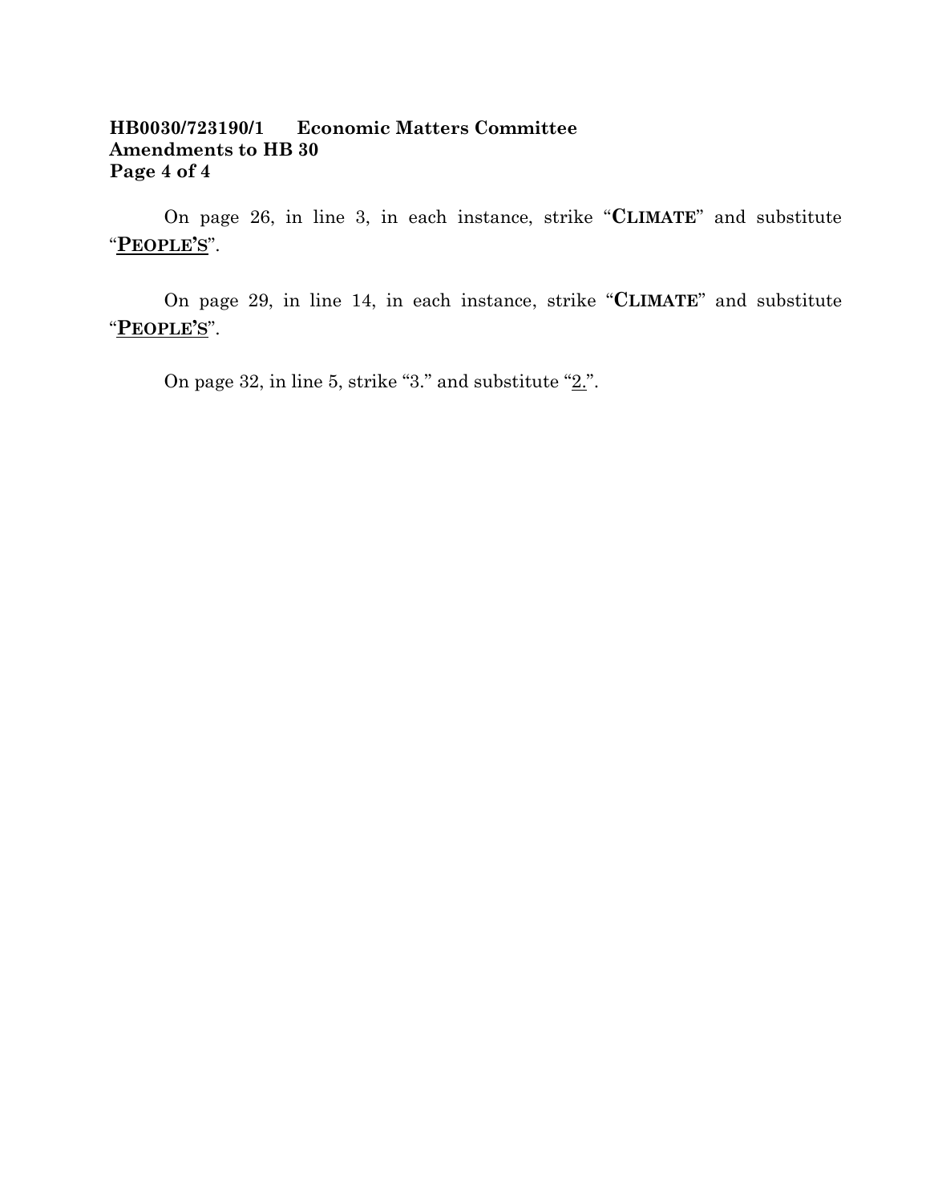On page 26, in line 3, in each instance, strike "**CLIMATE**" and substitute "**<u>PEOPLE'S</u>**".

On page 29, in line 14, in each instance, strike "**CLIMATE**" and substitute "**<u>PEOPLE'S</u>**".

On page 32, in line 5, strike "3." and substitute "<u>2.</u>".